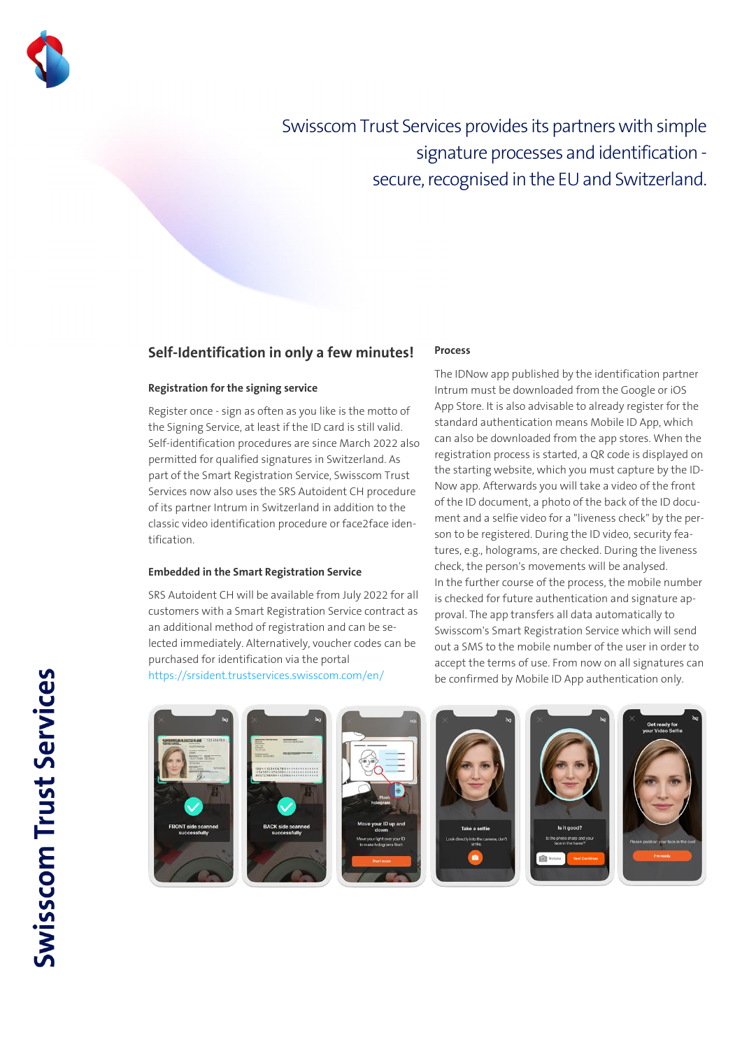Swisscom Trust Services provides its partners with simple signature processes and identification - secure, recognised in the EU and Switzerland.

## Self-Identification in only a few minutes!

### Registration for the signing service

Register once - sign as often as you like is the motto of the Signing Service, at least if the ID card is still valid. Self-identification procedures are since March 2022 also permitted for qualified signatures in Switzerland. As part of the Smart Registration Service, Swisscom Trust Services now also uses the SRS Autoident CH procedure of its partner Intrum in Switzerland in addition to the classic video identification procedure or face2face identification.

### Embedded in the Smart Registration Service

SRS Autoident CH will be available from July 2022 for all customers with a Smart Registration Service contract as an additional method of registration and can be selected immediately. Alternatively, voucher codes can be purchased for identification via the portal https://srsident.trustservices.swisscom.com/en/

### Process

The IDNow app published by the identification partner Intrum must be downloaded from the Google or iOS App Store. It is also advisable to already register for the standard authentication means Mobile ID App, which can also be downloaded from the app stores. When the registration process is started, a QR code is displayed on the starting website, which you must capture by the ID-Now app. Afterwards you will take a video of the front of the ID document, a photo of the back of the ID document and a selfie video for a "liveness check" by the person to be registered. During the ID video, security features, e.g., holograms, are checked. During the liveness check, the person's movements will be analysed.
In the further course of the process, the mobile number is checked for future authentication and signature approval. The app transfers all data automatically to Swisscom's Smart Registration Service which will send out a SMS to the mobile number of the user in order to accept the terms of use. From now on all signatures can be confirmed by Mobile ID App authentication only.

Swisscom Trust Services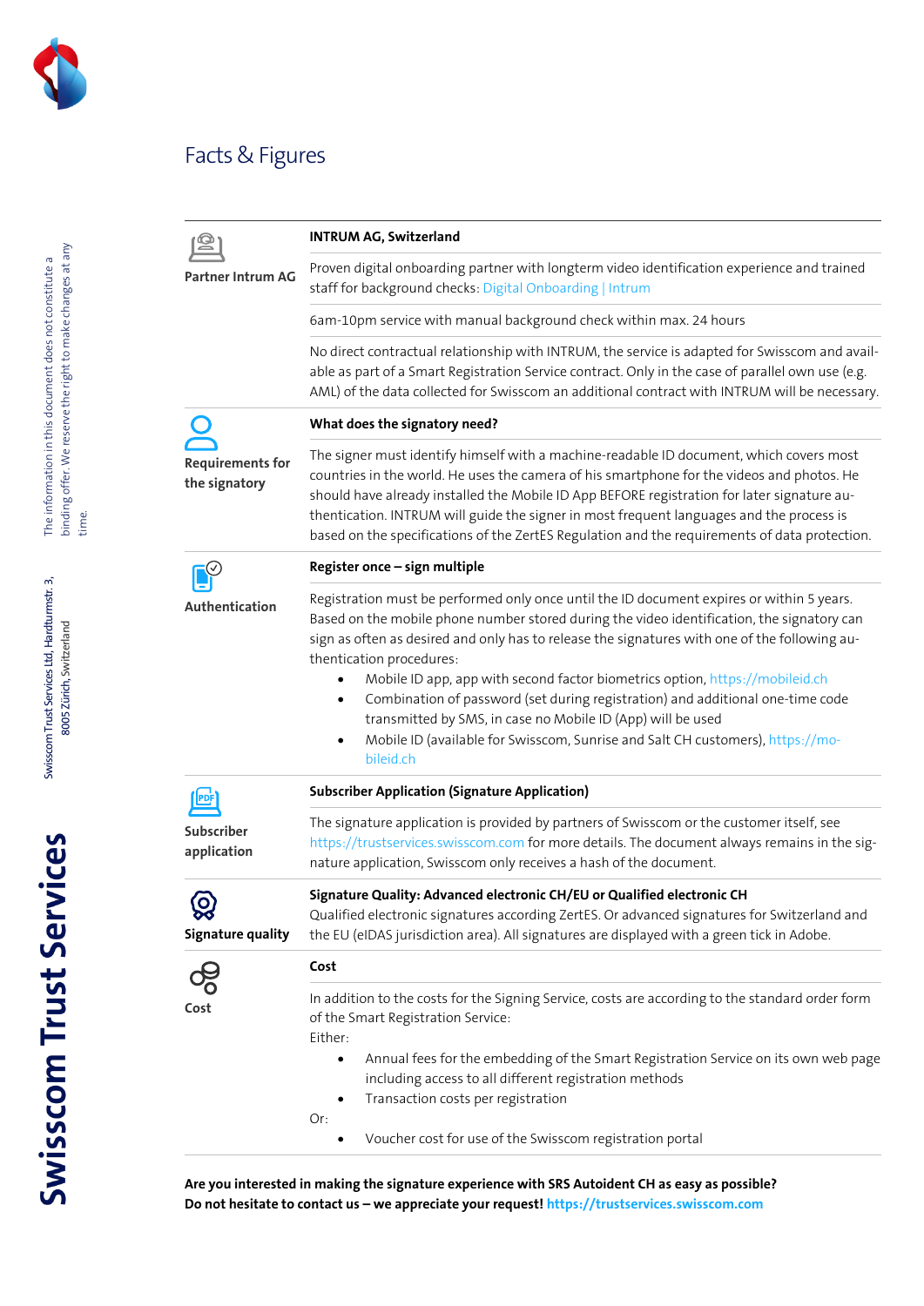# Facts & Figures

**Partner Intrum AG**

**INTRUM AG, Switzerland**

Proven digital onboarding partner with longterm video identification experience and trained staff for background checks: Digital Onboarding | Intrum

6am-10pm service with manual background check within max. 24 hours

No direct contractual relationship with INTRUM, the service is adapted for Swisscom and available as part of a Smart Registration Service contract. Only in the case of parallel own use (e.g. AML) of the data collected for Swisscom an additional contract with INTRUM will be necessary.

**Requirements for the signatory**

**What does the signatory need?**

The signer must identify himself with a machine-readable ID document, which covers most countries in the world. He uses the camera of his smartphone for the videos and photos. He should have already installed the Mobile ID App BEFORE registration for later signature authentication. INTRUM will guide the signer in most frequent languages and the process is based on the specifications of the ZertES Regulation and the requirements of data protection.

**Authentication**

**Register once – sign multiple**

Registration must be performed only once until the ID document expires or within 5 years. Based on the mobile phone number stored during the video identification, the signatory can sign as often as desired and only has to release the signatures with one of the following authentication procedures:

- Mobile ID app, app with second factor biometrics option, https://mobileid.ch
- Combination of password (set during registration) and additional one-time code transmitted by SMS, in case no Mobile ID (App) will be used
- Mobile ID (available for Swisscom, Sunrise and Salt CH customers), https://mobileid.ch

**Subscriber application**

**Subscriber Application (Signature Application)**

The signature application is provided by partners of Swisscom or the customer itself, see https://trustservices.swisscom.com for more details. The document always remains in the signature application, Swisscom only receives a hash of the document.

**Signature quality**

**Signature Quality: Advanced electronic CH/EU or Qualified electronic CH**

Qualified electronic signatures according ZertES. Or advanced signatures for Switzerland and the EU (eIDAS jurisdiction area). All signatures are displayed with a green tick in Adobe.

**Cost**

**Cost**

In addition to the costs for the Signing Service, costs are according to the standard order form of the Smart Registration Service:

Either:

- Annual fees for the embedding of the Smart Registration Service on its own web page including access to all different registration methods
- Transaction costs per registration

Or:

- Voucher cost for use of the Swisscom registration portal

**Are you interested in making the signature experience with SRS Autoident CH as easy as possible?**
**Do not hesitate to contact us – we appreciate your request! https://trustservices.swisscom.com**

The information in this document does not constitute a binding offer. We reserve the right to make changes at any time.

Swisscom Trust Services Ltd, Hardturmstr. 3, 8005 Zürich, Switzerland

Swisscom Trust Services